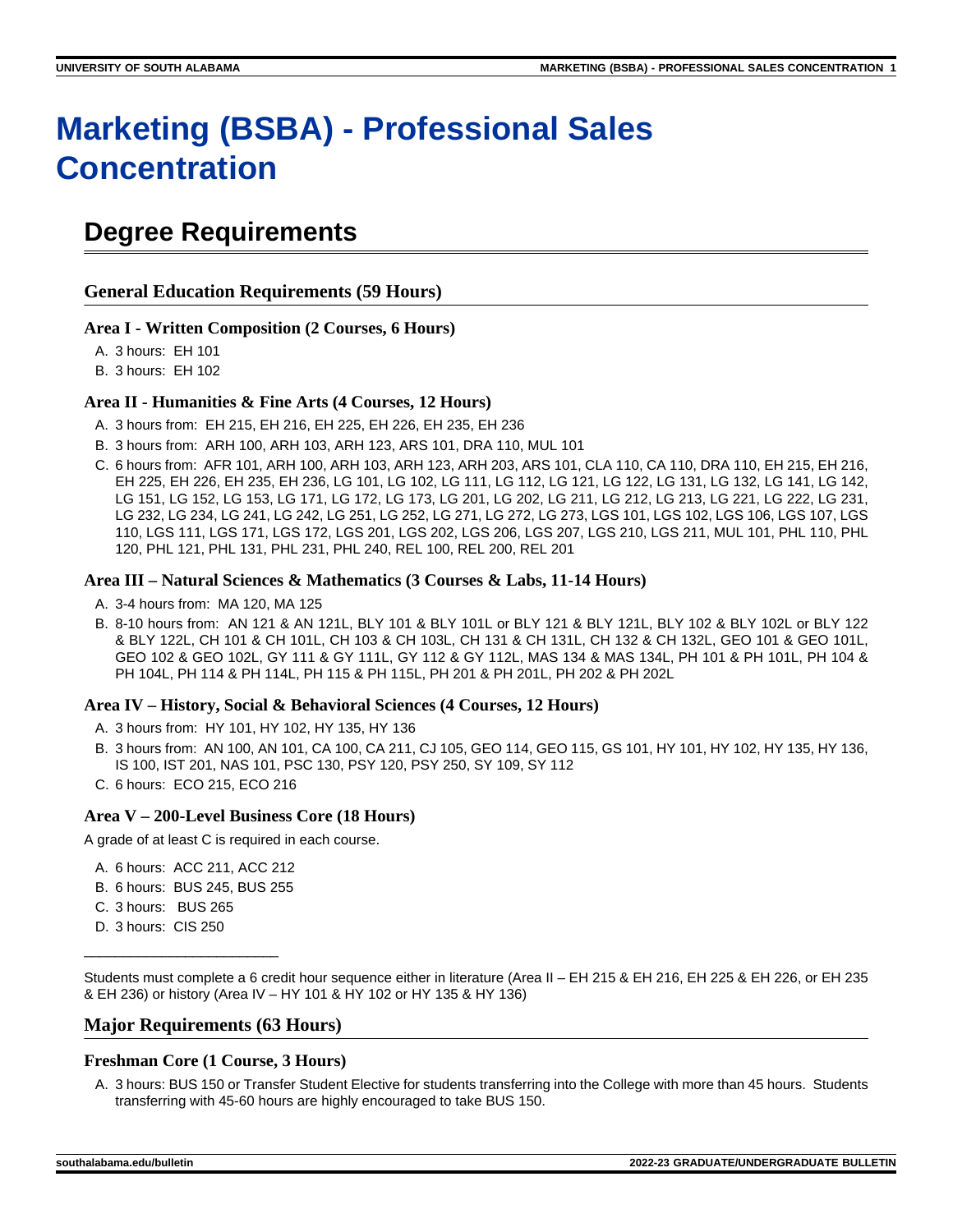# Marketing (BSBA) - Professional Sales Concentration

## Degree Requirements

### General Education Requirements (59 Hours)

#### Area I - Written Composition (2 Courses, 6 Hours)

A. 3 hours: EH 101
B. 3 hours: EH 102

#### Area II - Humanities & Fine Arts (4 Courses, 12 Hours)

A. 3 hours from: EH 215, EH 216, EH 225, EH 226, EH 235, EH 236
B. 3 hours from: ARH 100, ARH 103, ARH 123, ARS 101, DRA 110, MUL 101
C. 6 hours from: AFR 101, ARH 100, ARH 103, ARH 123, ARH 203, ARS 101, CLA 110, CA 110, DRA 110, EH 215, EH 216, EH 225, EH 226, EH 235, EH 236, LG 101, LG 102, LG 111, LG 112, LG 121, LG 122, LG 131, LG 132, LG 141, LG 142, LG 151, LG 152, LG 153, LG 171, LG 172, LG 173, LG 201, LG 202, LG 211, LG 212, LG 213, LG 221, LG 222, LG 231, LG 232, LG 234, LG 241, LG 242, LG 251, LG 252, LG 271, LG 272, LG 273, LGS 101, LGS 102, LGS 106, LGS 107, LGS 110, LGS 111, LGS 171, LGS 172, LGS 201, LGS 202, LGS 206, LGS 207, LGS 210, LGS 211, MUL 101, PHL 110, PHL 120, PHL 121, PHL 131, PHL 231, PHL 240, REL 100, REL 200, REL 201

#### Area III – Natural Sciences & Mathematics (3 Courses & Labs, 11-14 Hours)

A. 3-4 hours from: MA 120, MA 125
B. 8-10 hours from: AN 121 & AN 121L, BLY 101 & BLY 101L or BLY 121 & BLY 121L, BLY 102 & BLY 102L or BLY 122 & BLY 122L, CH 101 & CH 101L, CH 103 & CH 103L, CH 131 & CH 131L, CH 132 & CH 132L, GEO 101 & GEO 101L, GEO 102 & GEO 102L, GY 111 & GY 111L, GY 112 & GY 112L, MAS 134 & MAS 134L, PH 101 & PH 101L, PH 104 & PH 104L, PH 114 & PH 114L, PH 115 & PH 115L, PH 201 & PH 201L, PH 202 & PH 202L

#### Area IV – History, Social & Behavioral Sciences (4 Courses, 12 Hours)

A. 3 hours from: HY 101, HY 102, HY 135, HY 136
B. 3 hours from: AN 100, AN 101, CA 100, CA 211, CJ 105, GEO 114, GEO 115, GS 101, HY 101, HY 102, HY 135, HY 136, IS 100, IST 201, NAS 101, PSC 130, PSY 120, PSY 250, SY 109, SY 112
C. 6 hours: ECO 215, ECO 216

#### Area V – 200-Level Business Core (18 Hours)

A grade of at least C is required in each course.

A. 6 hours: ACC 211, ACC 212
B. 6 hours: BUS 245, BUS 255
C. 3 hours: BUS 265
D. 3 hours: CIS 250

---

Students must complete a 6 credit hour sequence either in literature (Area II – EH 215 & EH 216, EH 225 & EH 226, or EH 235 & EH 236) or history (Area IV – HY 101 & HY 102 or HY 135 & HY 136)

### Major Requirements (63 Hours)

#### Freshman Core (1 Course, 3 Hours)

A. 3 hours: BUS 150 or Transfer Student Elective for students transferring into the College with more than 45 hours. Students transferring with 45-60 hours are highly encouraged to take BUS 150.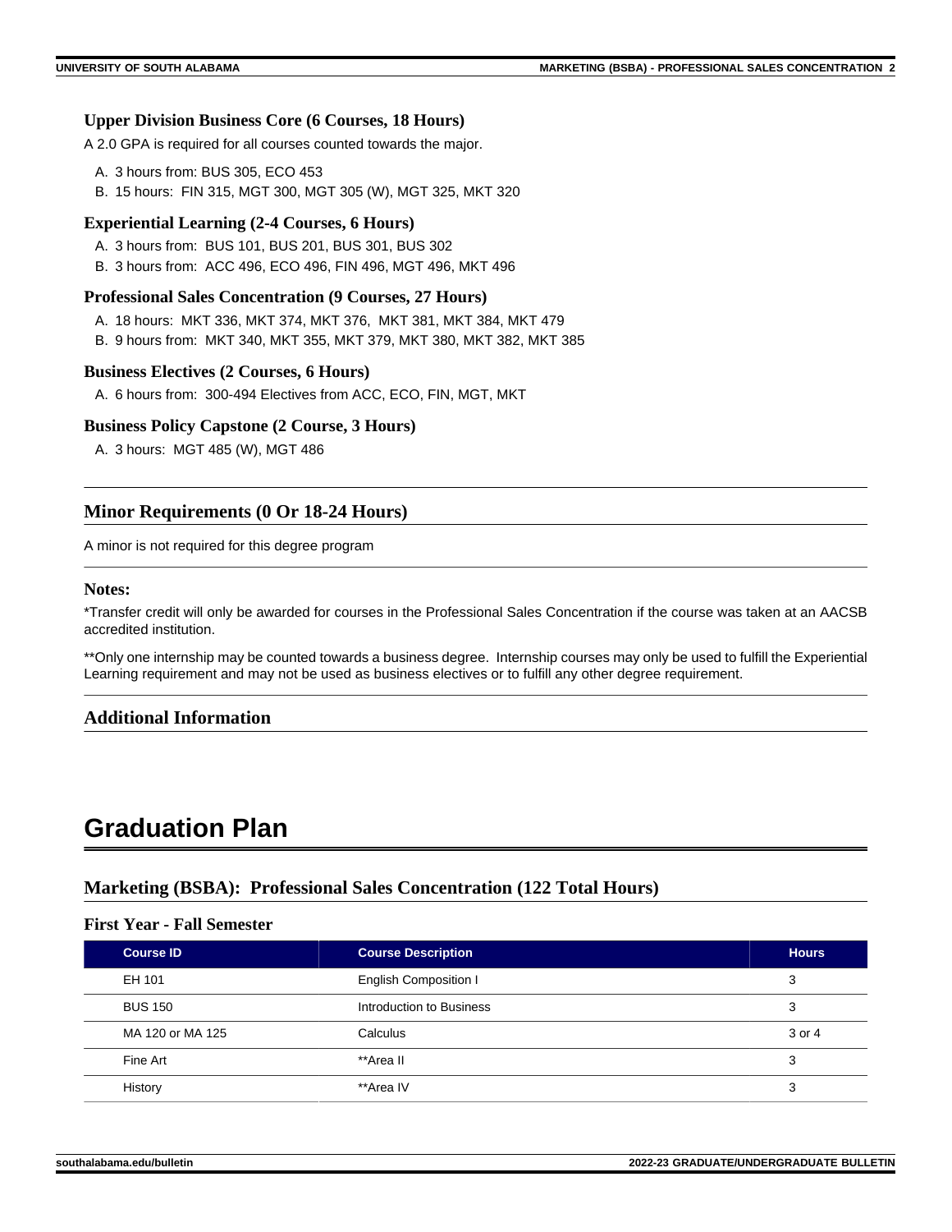### Upper Division Business Core (6 Courses, 18 Hours)

A 2.0 GPA is required for all courses counted towards the major.

A. 3 hours from: BUS 305, ECO 453
B. 15 hours: FIN 315, MGT 300, MGT 305 (W), MGT 325, MKT 320

### Experiential Learning (2-4 Courses, 6 Hours)

A. 3 hours from: BUS 101, BUS 201, BUS 301, BUS 302
B. 3 hours from: ACC 496, ECO 496, FIN 496, MGT 496, MKT 496

### Professional Sales Concentration (9 Courses, 27 Hours)

A. 18 hours: MKT 336, MKT 374, MKT 376, MKT 381, MKT 384, MKT 479
B. 9 hours from: MKT 340, MKT 355, MKT 379, MKT 380, MKT 382, MKT 385

### Business Electives (2 Courses, 6 Hours)

A. 6 hours from: 300-494 Electives from ACC, ECO, FIN, MGT, MKT

### Business Policy Capstone (2 Course, 3 Hours)

A. 3 hours: MGT 485 (W), MGT 486

## Minor Requirements (0 Or 18-24 Hours)

A minor is not required for this degree program

### Notes:

*Transfer credit will only be awarded for courses in the Professional Sales Concentration if the course was taken at an AACSB accredited institution.

**Only one internship may be counted towards a business degree. Internship courses may only be used to fulfill the Experiential Learning requirement and may not be used as business electives or to fulfill any other degree requirement.

## Additional Information

# Graduation Plan

## Marketing (BSBA): Professional Sales Concentration (122 Total Hours)

### First Year - Fall Semester

| Course ID | Course Description | Hours |
|---|---|---|
| EH 101 | English Composition I | 3 |
| BUS 150 | Introduction to Business | 3 |
| MA 120 or MA 125 | Calculus | 3 or 4 |
| Fine Art | **Area II | 3 |
| History | **Area IV | 3 |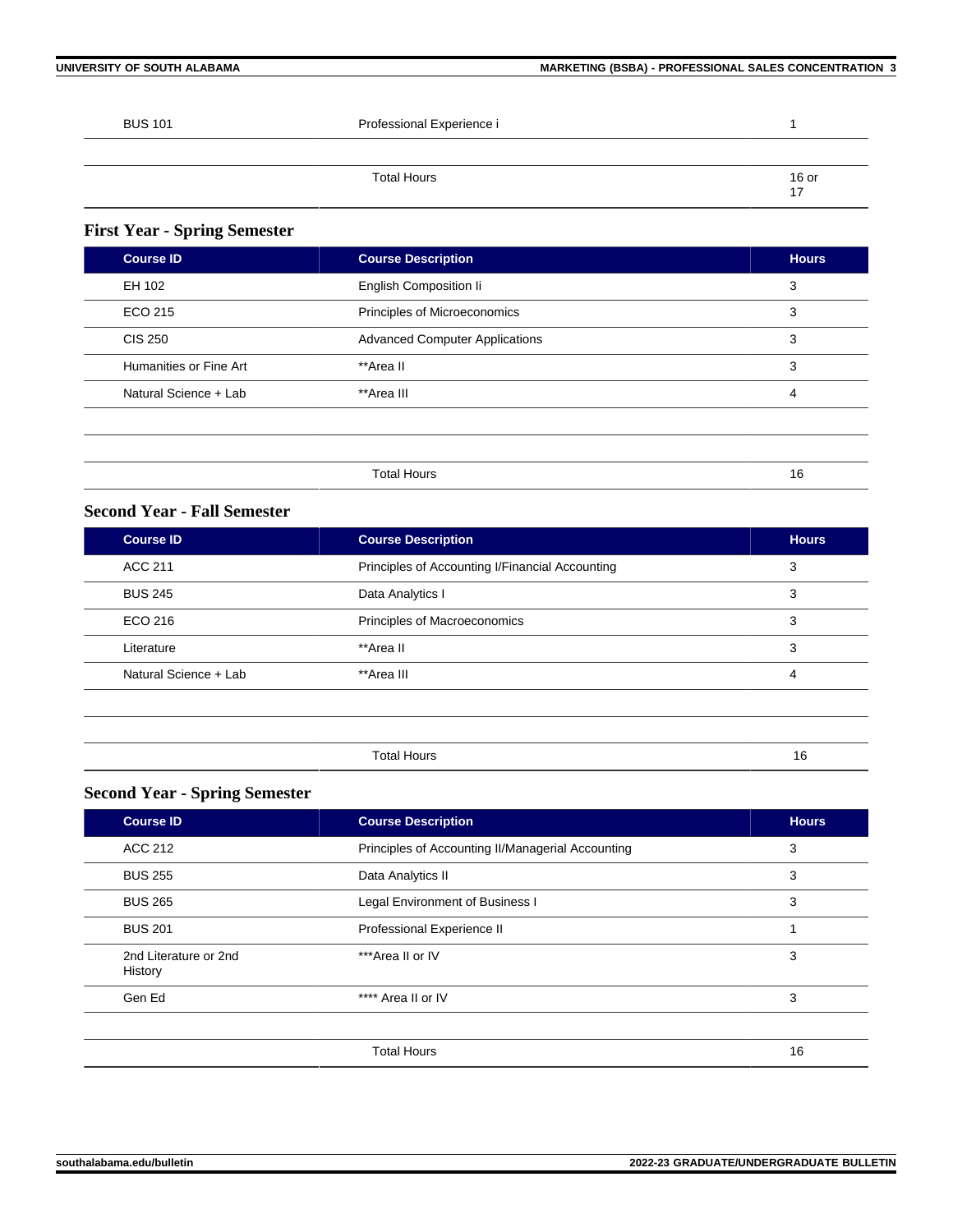| | | |
|---|---|---|
| BUS 101 | Professional Experience i | 1 |
| | | |
| | Total Hours | 16 or 17 |

### First Year - Spring Semester

| Course ID | Course Description | Hours |
|---|---|---|
| EH 102 | English Composition Ii | 3 |
| ECO 215 | Principles of Microeconomics | 3 |
| CIS 250 | Advanced Computer Applications | 3 |
| Humanities or Fine Art | **Area II | 3 |
| Natural Science + Lab | **Area III | 4 |
| | | |
| | | |
| | Total Hours | 16 |

### Second Year - Fall Semester

| Course ID | Course Description | Hours |
|---|---|---|
| ACC 211 | Principles of Accounting I/Financial Accounting | 3 |
| BUS 245 | Data Analytics I | 3 |
| ECO 216 | Principles of Macroeconomics | 3 |
| Literature | **Area II | 3 |
| Natural Science + Lab | **Area III | 4 |
| | | |
| | | |
| | Total Hours | 16 |

### Second Year - Spring Semester

| Course ID | Course Description | Hours |
|---|---|---|
| ACC 212 | Principles of Accounting II/Managerial Accounting | 3 |
| BUS 255 | Data Analytics II | 3 |
| BUS 265 | Legal Environment of Business I | 3 |
| BUS 201 | Professional Experience II | 1 |
| 2nd Literature or 2nd History | ***Area II or IV | 3 |
| Gen Ed | **** Area II or IV | 3 |
| | | |
| | Total Hours | 16 |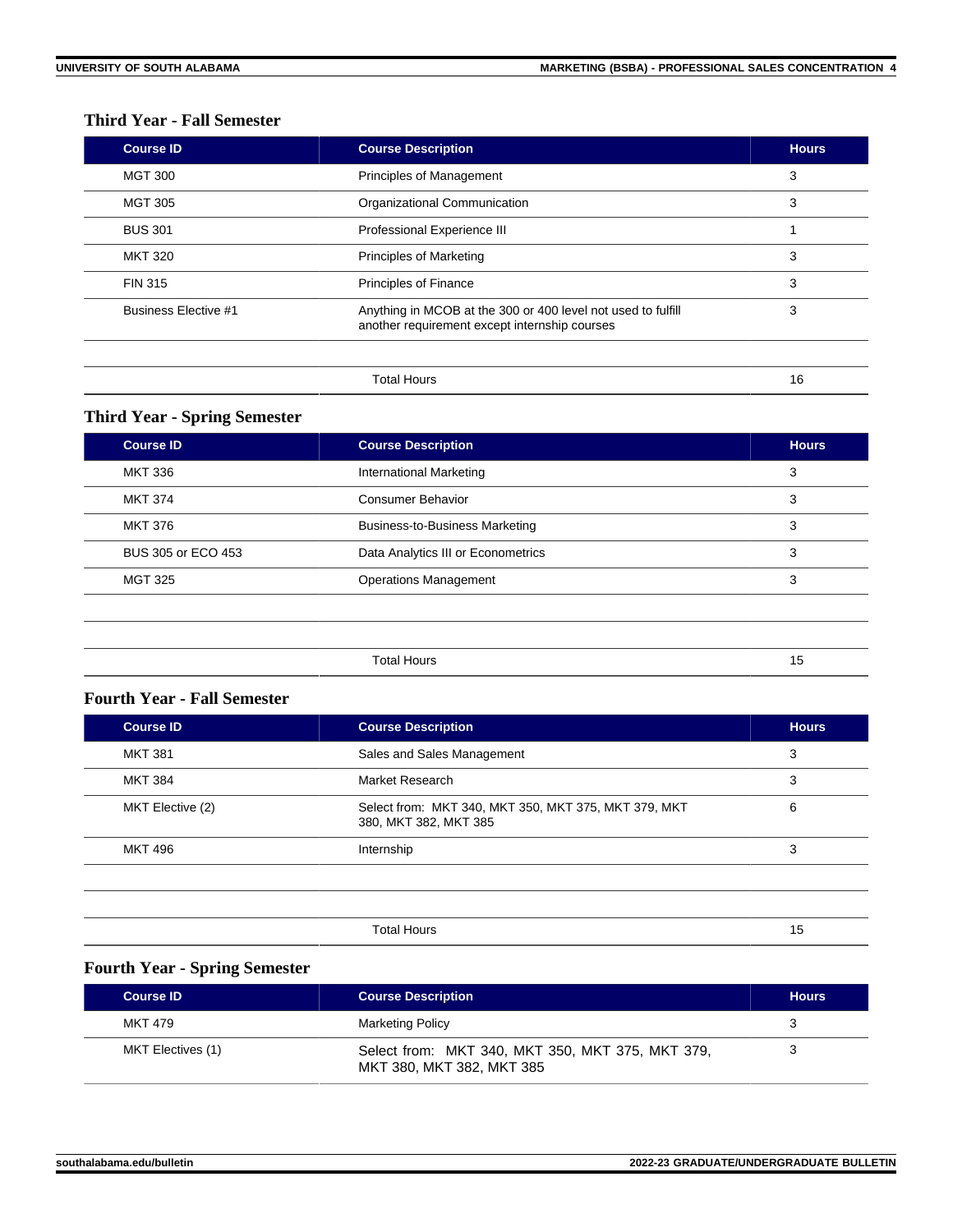### Third Year - Fall Semester

| Course ID | Course Description | Hours |
|---|---|---|
| MGT 300 | Principles of Management | 3 |
| MGT 305 | Organizational Communication | 3 |
| BUS 301 | Professional Experience III | 1 |
| MKT 320 | Principles of Marketing | 3 |
| FIN 315 | Principles of Finance | 3 |
| Business Elective #1 | Anything in MCOB at the 300 or 400 level not used to fulfill another requirement except internship courses | 3 |
| | | |
| | Total Hours | 16 |

### Third Year - Spring Semester

| Course ID | Course Description | Hours |
|---|---|---|
| MKT 336 | International Marketing | 3 |
| MKT 374 | Consumer Behavior | 3 |
| MKT 376 | Business-to-Business Marketing | 3 |
| BUS 305 or ECO 453 | Data Analytics III or Econometrics | 3 |
| MGT 325 | Operations Management | 3 |
| | | |
| | | |
| | Total Hours | 15 |

### Fourth Year - Fall Semester

| Course ID | Course Description | Hours |
|---|---|---|
| MKT 381 | Sales and Sales Management | 3 |
| MKT 384 | Market Research | 3 |
| MKT Elective (2) | Select from: MKT 340, MKT 350, MKT 375, MKT 379, MKT 380, MKT 382, MKT 385 | 6 |
| MKT 496 | Internship | 3 |
| | | |
| | | |
| | Total Hours | 15 |

### Fourth Year - Spring Semester

| Course ID | Course Description | Hours |
|---|---|---|
| MKT 479 | Marketing Policy | 3 |
| MKT Electives (1) | Select from: MKT 340, MKT 350, MKT 375, MKT 379, MKT 380, MKT 382, MKT 385 | 3 |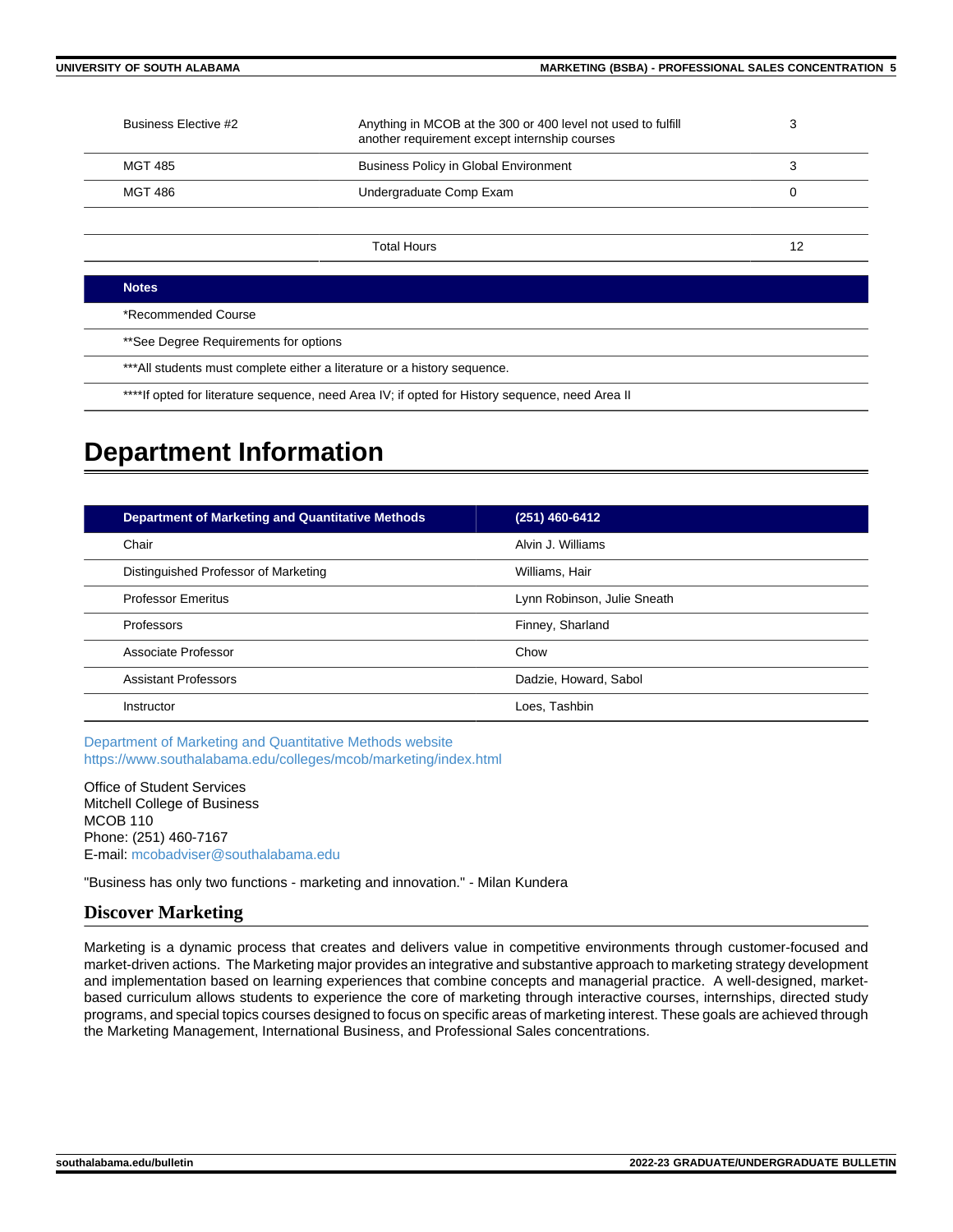| | | |
|---|---|---|
| Business Elective #2 | Anything in MCOB at the 300 or 400 level not used to fulfill another requirement except internship courses | 3 |
| MGT 485 | Business Policy in Global Environment | 3 |
| MGT 486 | Undergraduate Comp Exam | 0 |
| | | |
| | Total Hours | 12 |

| Notes |
|---|
| *Recommended Course |
| **See Degree Requirements for options |
| ***All students must complete either a literature or a history sequence. |
| ****If opted for literature sequence, need Area IV; if opted for History sequence, need Area II |

# Department Information

| Department of Marketing and Quantitative Methods | (251) 460-6412 |
|---|---|
| Chair | Alvin J. Williams |
| Distinguished Professor of Marketing | Williams, Hair |
| Professor Emeritus | Lynn Robinson, Julie Sneath |
| Professors | Finney, Sharland |
| Associate Professor | Chow |
| Assistant Professors | Dadzie, Howard, Sabol |
| Instructor | Loes, Tashbin |

Department of Marketing and Quantitative Methods website
https://www.southalabama.edu/colleges/mcob/marketing/index.html

Office of Student Services
Mitchell College of Business
MCOB 110
Phone: (251) 460-7167
E-mail: mcobadviser@southalabama.edu

"Business has only two functions - marketing and innovation." - Milan Kundera

## Discover Marketing

Marketing is a dynamic process that creates and delivers value in competitive environments through customer-focused and market-driven actions. The Marketing major provides an integrative and substantive approach to marketing strategy development and implementation based on learning experiences that combine concepts and managerial practice. A well-designed, market-based curriculum allows students to experience the core of marketing through interactive courses, internships, directed study programs, and special topics courses designed to focus on specific areas of marketing interest. These goals are achieved through the Marketing Management, International Business, and Professional Sales concentrations.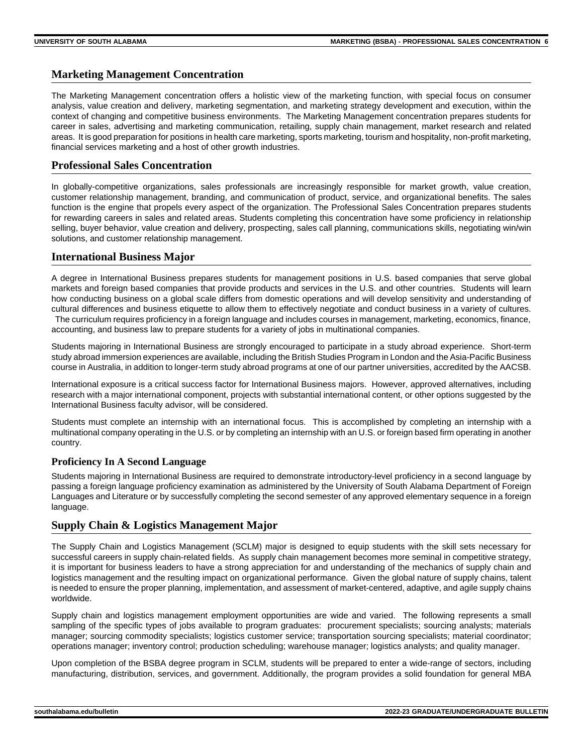## Marketing Management Concentration

The Marketing Management concentration offers a holistic view of the marketing function, with special focus on consumer analysis, value creation and delivery, marketing segmentation, and marketing strategy development and execution, within the context of changing and competitive business environments. The Marketing Management concentration prepares students for career in sales, advertising and marketing communication, retailing, supply chain management, market research and related areas. It is good preparation for positions in health care marketing, sports marketing, tourism and hospitality, non-profit marketing, financial services marketing and a host of other growth industries.

## Professional Sales Concentration

In globally-competitive organizations, sales professionals are increasingly responsible for market growth, value creation, customer relationship management, branding, and communication of product, service, and organizational benefits. The sales function is the engine that propels every aspect of the organization. The Professional Sales Concentration prepares students for rewarding careers in sales and related areas. Students completing this concentration have some proficiency in relationship selling, buyer behavior, value creation and delivery, prospecting, sales call planning, communications skills, negotiating win/win solutions, and customer relationship management.

## International Business Major

A degree in International Business prepares students for management positions in U.S. based companies that serve global markets and foreign based companies that provide products and services in the U.S. and other countries. Students will learn how conducting business on a global scale differs from domestic operations and will develop sensitivity and understanding of cultural differences and business etiquette to allow them to effectively negotiate and conduct business in a variety of cultures. The curriculum requires proficiency in a foreign language and includes courses in management, marketing, economics, finance, accounting, and business law to prepare students for a variety of jobs in multinational companies.

Students majoring in International Business are strongly encouraged to participate in a study abroad experience. Short-term study abroad immersion experiences are available, including the British Studies Program in London and the Asia-Pacific Business course in Australia, in addition to longer-term study abroad programs at one of our partner universities, accredited by the AACSB.

International exposure is a critical success factor for International Business majors. However, approved alternatives, including research with a major international component, projects with substantial international content, or other options suggested by the International Business faculty advisor, will be considered.

Students must complete an internship with an international focus. This is accomplished by completing an internship with a multinational company operating in the U.S. or by completing an internship with an U.S. or foreign based firm operating in another country.

### Proficiency In A Second Language

Students majoring in International Business are required to demonstrate introductory-level proficiency in a second language by passing a foreign language proficiency examination as administered by the University of South Alabama Department of Foreign Languages and Literature or by successfully completing the second semester of any approved elementary sequence in a foreign language.

## Supply Chain & Logistics Management Major

The Supply Chain and Logistics Management (SCLM) major is designed to equip students with the skill sets necessary for successful careers in supply chain-related fields. As supply chain management becomes more seminal in competitive strategy, it is important for business leaders to have a strong appreciation for and understanding of the mechanics of supply chain and logistics management and the resulting impact on organizational performance. Given the global nature of supply chains, talent is needed to ensure the proper planning, implementation, and assessment of market-centered, adaptive, and agile supply chains worldwide.

Supply chain and logistics management employment opportunities are wide and varied. The following represents a small sampling of the specific types of jobs available to program graduates: procurement specialists; sourcing analysts; materials manager; sourcing commodity specialists; logistics customer service; transportation sourcing specialists; material coordinator; operations manager; inventory control; production scheduling; warehouse manager; logistics analysts; and quality manager.

Upon completion of the BSBA degree program in SCLM, students will be prepared to enter a wide-range of sectors, including manufacturing, distribution, services, and government. Additionally, the program provides a solid foundation for general MBA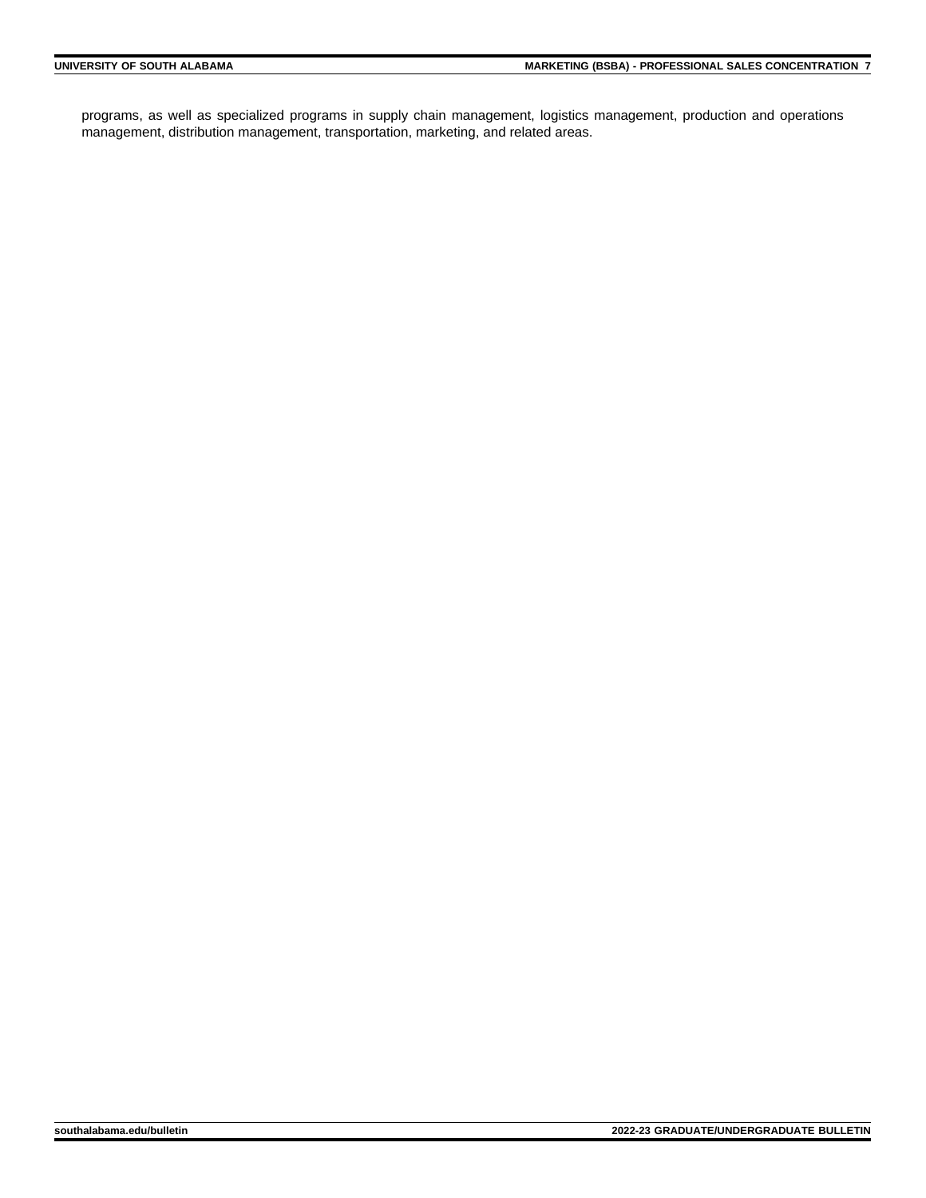programs, as well as specialized programs in supply chain management, logistics management, production and operations management, distribution management, transportation, marketing, and related areas.